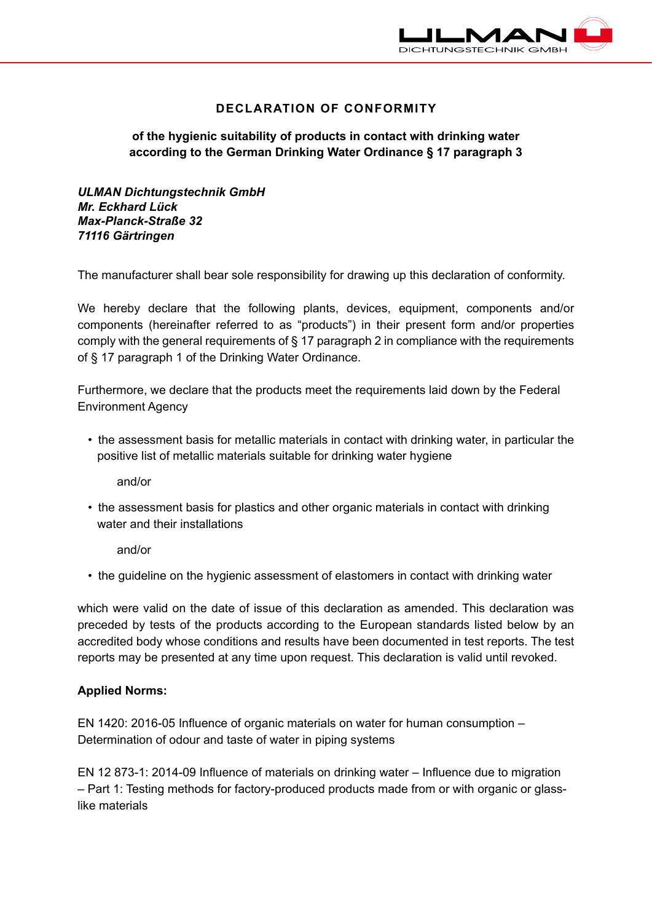# DECLARATION OF CONFORMITY

**of the hygienic suitability of products in contact with drinking water according to the German Drinking Water Ordinance § 17 paragraph 3**

***ULMAN Dichtungstechnik GmbH***
***Mr. Eckhard Lück***
***Max-Planck-Straße 32***
***71116 Gärtringen***

The manufacturer shall bear sole responsibility for drawing up this declaration of conformity.

We hereby declare that the following plants, devices, equipment, components and/or components (hereinafter referred to as "products") in their present form and/or properties comply with the general requirements of § 17 paragraph 2 in compliance with the requirements of § 17 paragraph 1 of the Drinking Water Ordinance.

Furthermore, we declare that the products meet the requirements laid down by the Federal Environment Agency

- the assessment basis for metallic materials in contact with drinking water, in particular the positive list of metallic materials suitable for drinking water hygiene

  and/or

- the assessment basis for plastics and other organic materials in contact with drinking water and their installations

  and/or

- the guideline on the hygienic assessment of elastomers in contact with drinking water

which were valid on the date of issue of this declaration as amended. This declaration was preceded by tests of the products according to the European standards listed below by an accredited body whose conditions and results have been documented in test reports. The test reports may be presented at any time upon request. This declaration is valid until revoked.

**Applied Norms:**

EN 1420: 2016-05 Influence of organic materials on water for human consumption – Determination of odour and taste of water in piping systems

EN 12 873-1: 2014-09 Influence of materials on drinking water – Influence due to migration – Part 1: Testing methods for factory-produced products made from or with organic or glass-like materials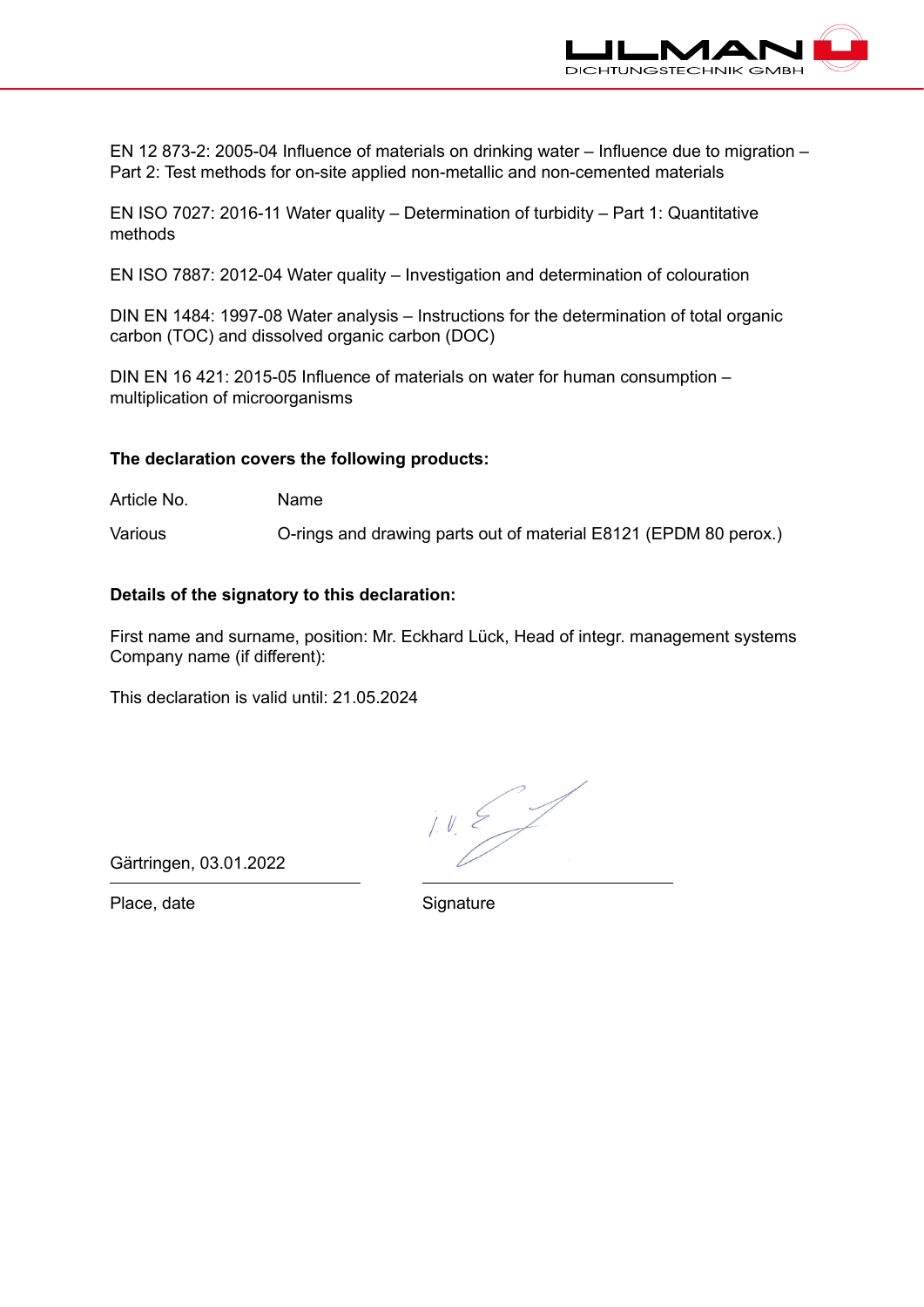EN 12 873-2: 2005-04 Influence of materials on drinking water – Influence due to migration – Part 2: Test methods for on-site applied non-metallic and non-cemented materials

EN ISO 7027: 2016-11 Water quality – Determination of turbidity – Part 1: Quantitative methods

EN ISO 7887: 2012-04 Water quality – Investigation and determination of colouration

DIN EN 1484: 1997-08 Water analysis – Instructions for the determination of total organic carbon (TOC) and dissolved organic carbon (DOC)

DIN EN 16 421: 2015-05 Influence of materials on water for human consumption – multiplication of microorganisms

**The declaration covers the following products:**

| Article No. | Name |
|---|---|
| Various | O-rings and drawing parts out of material E8121 (EPDM 80 perox.) |

**Details of the signatory to this declaration:**

First name and surname, position: Mr. Eckhard Lück, Head of integr. management systems
Company name (if different):

This declaration is valid until: 21.05.2024

Gärtringen, 03.01.2022

Place, date

i. V.

Signature